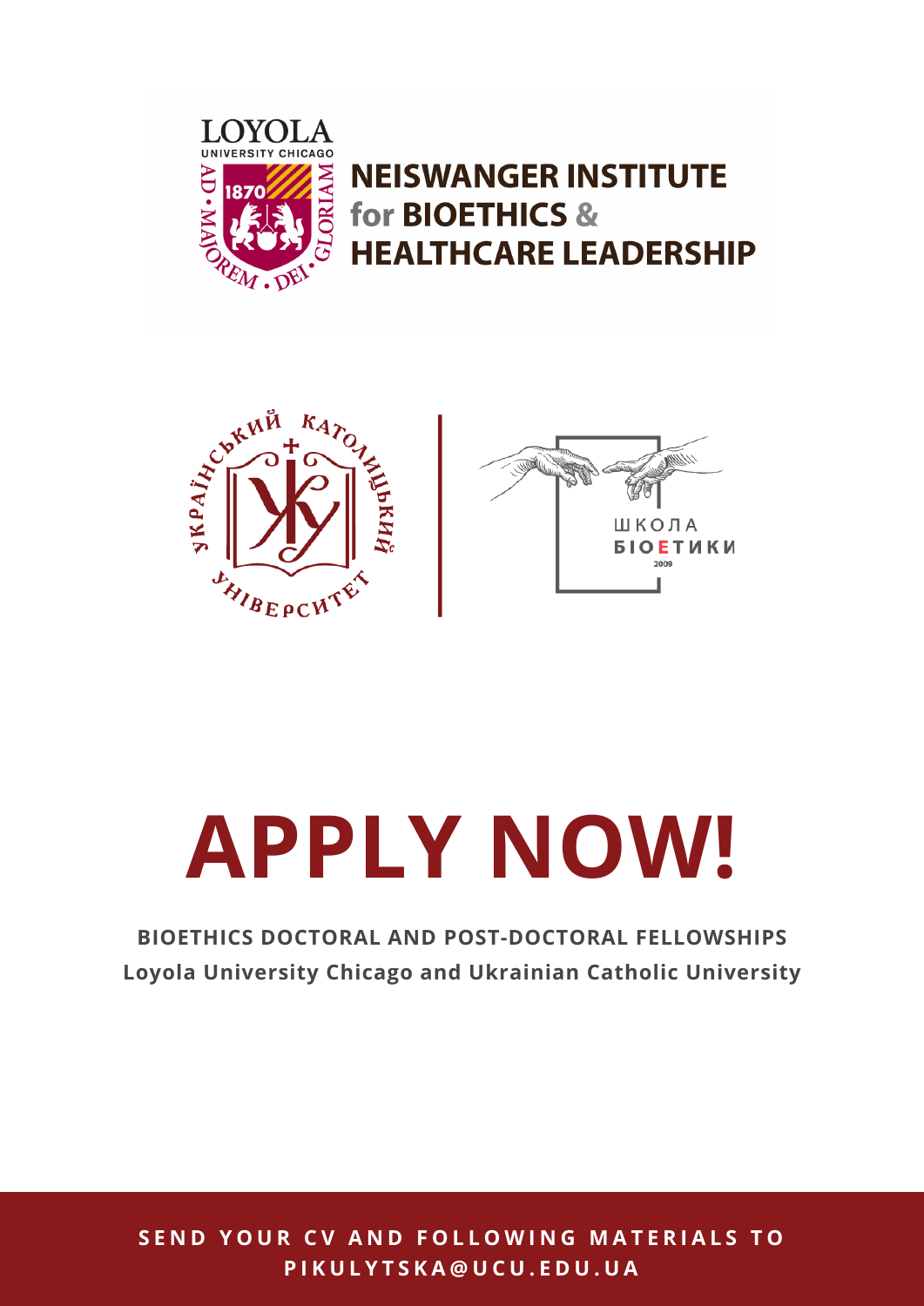LOYOLA UNIVERSITY CHICAGO

**NEISWANGER INSTITUTE for BIOETHICS & HEALTHCARE LEADERSHIP**

УКРАЇНСЬКИЙ КАТОЛИЦЬКИЙ УНІВЕРСИТЕТ

ШКОЛА БІОЕТИКИ 2009

# APPLY NOW!

**BIOETHICS DOCTORAL AND POST-DOCTORAL FELLOWSHIPS**

**Loyola University Chicago and Ukrainian Catholic University**

**SEND YOUR CV AND FOLLOWING MATERIALS TO PIKULYTSKA@UCU.EDU.UA**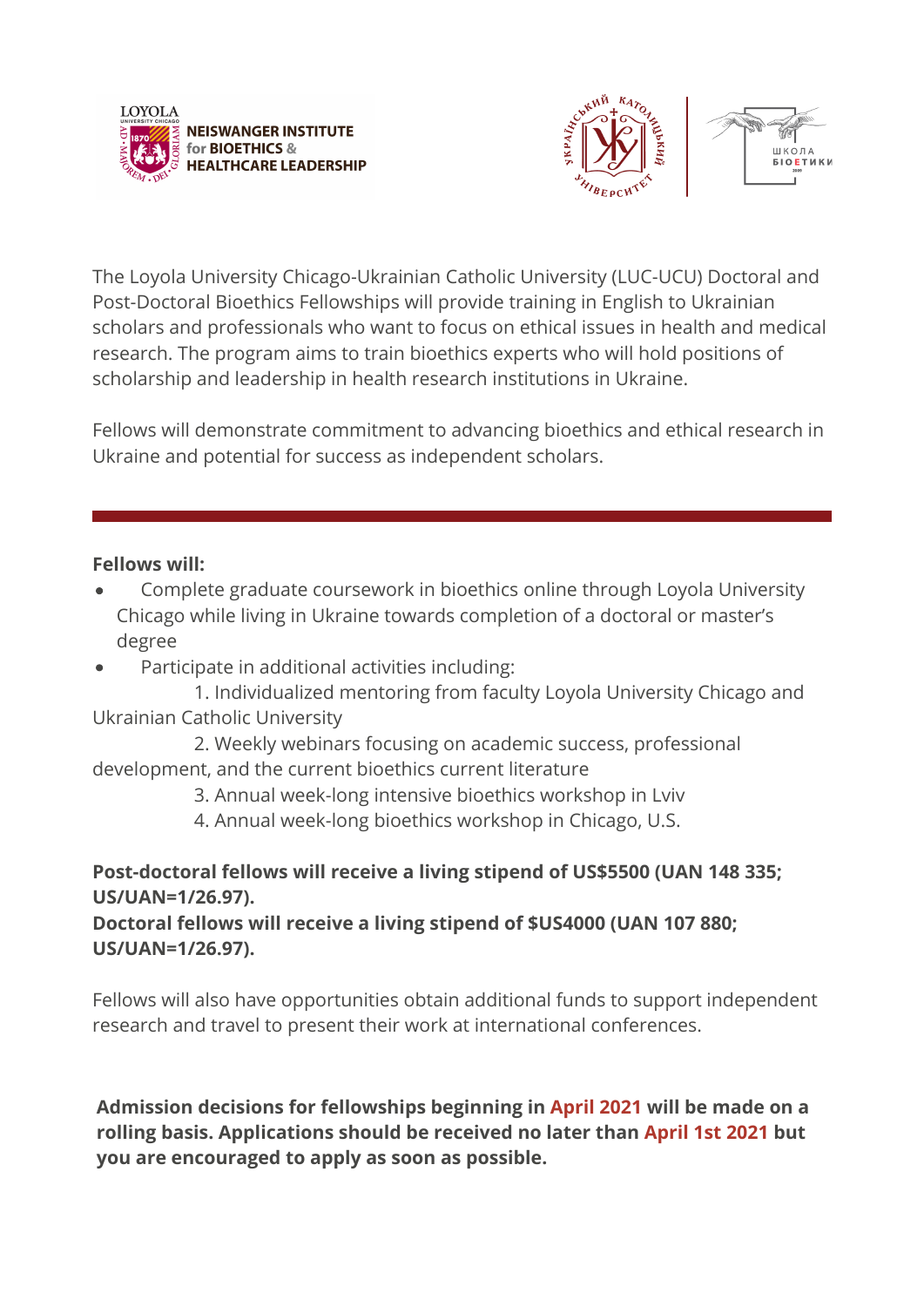The Loyola University Chicago-Ukrainian Catholic University (LUC-UCU) Doctoral and Post-Doctoral Bioethics Fellowships will provide training in English to Ukrainian scholars and professionals who want to focus on ethical issues in health and medical research. The program aims to train bioethics experts who will hold positions of scholarship and leadership in health research institutions in Ukraine.

Fellows will demonstrate commitment to advancing bioethics and ethical research in Ukraine and potential for success as independent scholars.

---

**Fellows will:**

- Complete graduate coursework in bioethics online through Loyola University Chicago while living in Ukraine towards completion of a doctoral or master's degree
- Participate in additional activities including:
  1. Individualized mentoring from faculty Loyola University Chicago and Ukrainian Catholic University
  2. Weekly webinars focusing on academic success, professional development, and the current bioethics current literature
  3. Annual week-long intensive bioethics workshop in Lviv
  4. Annual week-long bioethics workshop in Chicago, U.S.

**Post-doctoral fellows will receive a living stipend of US$5500 (UAN 148 335; US/UAN=1/26.97).**
**Doctoral fellows will receive a living stipend of $US4000 (UAN 107 880; US/UAN=1/26.97).**

Fellows will also have opportunities obtain additional funds to support independent research and travel to present their work at international conferences.

**Admission decisions for fellowships beginning in April 2021 will be made on a rolling basis. Applications should be received no later than April 1st 2021 but you are encouraged to apply as soon as possible.**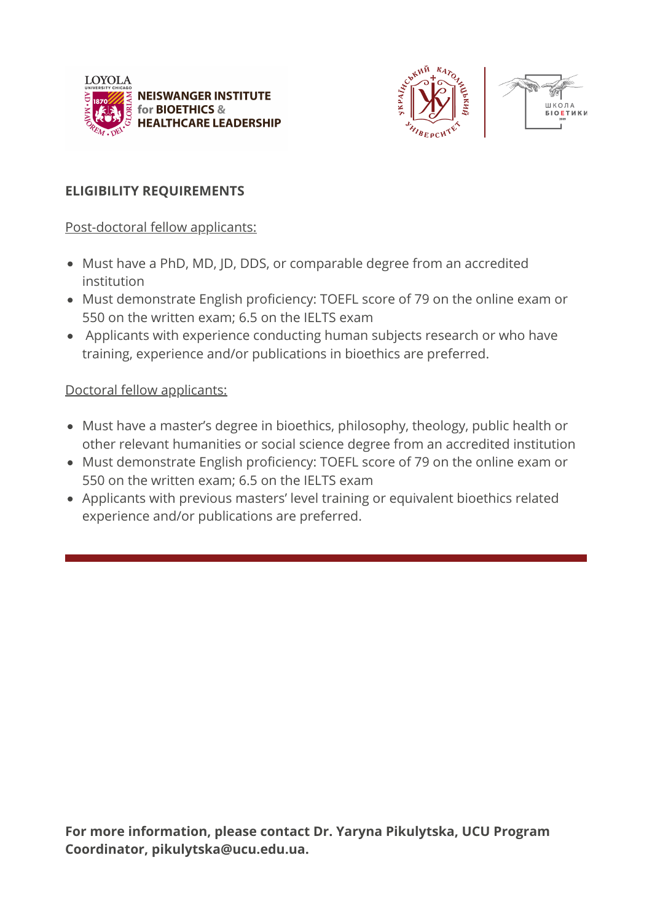## ELIGIBILITY REQUIREMENTS

Post-doctoral fellow applicants:

- Must have a PhD, MD, JD, DDS, or comparable degree from an accredited institution
- Must demonstrate English proficiency: TOEFL score of 79 on the online exam or 550 on the written exam; 6.5 on the IELTS exam
- Applicants with experience conducting human subjects research or who have training, experience and/or publications in bioethics are preferred.

Doctoral fellow applicants:

- Must have a master's degree in bioethics, philosophy, theology, public health or other relevant humanities or social science degree from an accredited institution
- Must demonstrate English proficiency: TOEFL score of 79 on the online exam or 550 on the written exam; 6.5 on the IELTS exam
- Applicants with previous masters' level training or equivalent bioethics related experience and/or publications are preferred.

---

**For more information, please contact Dr. Yaryna Pikulytska, UCU Program Coordinator, pikulytska@ucu.edu.ua.**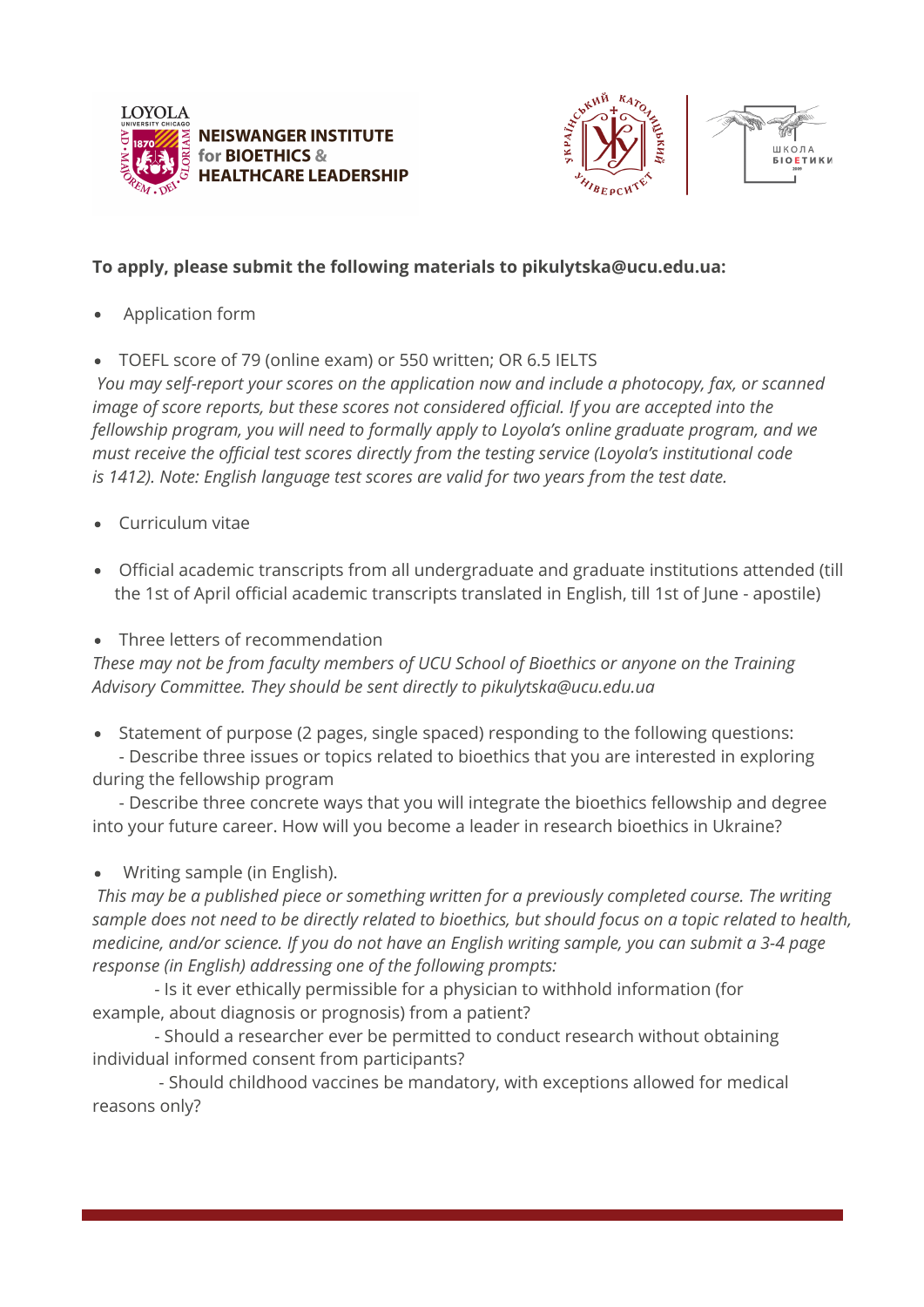**To apply, please submit the following materials to pikulytska@ucu.edu.ua:**

- Application form

- TOEFL score of 79 (online exam) or 550 written; OR 6.5 IELTS

*You may self-report your scores on the application now and include a photocopy, fax, or scanned image of score reports, but these scores not considered official. If you are accepted into the fellowship program, you will need to formally apply to Loyola's online graduate program, and we must receive the official test scores directly from the testing service (Loyola's institutional code is 1412). Note: English language test scores are valid for two years from the test date.*

- Curriculum vitae

- Official academic transcripts from all undergraduate and graduate institutions attended (till the 1st of April official academic transcripts translated in English, till 1st of June - apostile)

- Three letters of recommendation

*These may not be from faculty members of UCU School of Bioethics or anyone on the Training Advisory Committee. They should be sent directly to pikulytska@ucu.edu.ua*

- Statement of purpose (2 pages, single spaced) responding to the following questions:
  - Describe three issues or topics related to bioethics that you are interested in exploring during the fellowship program
  - Describe three concrete ways that you will integrate the bioethics fellowship and degree into your future career. How will you become a leader in research bioethics in Ukraine?

- Writing sample (in English).

*This may be a published piece or something written for a previously completed course. The writing sample does not need to be directly related to bioethics, but should focus on a topic related to health, medicine, and/or science. If you do not have an English writing sample, you can submit a 3-4 page response (in English) addressing one of the following prompts:*

- Is it ever ethically permissible for a physician to withhold information (for example, about diagnosis or prognosis) from a patient?
- Should a researcher ever be permitted to conduct research without obtaining individual informed consent from participants?
- Should childhood vaccines be mandatory, with exceptions allowed for medical reasons only?